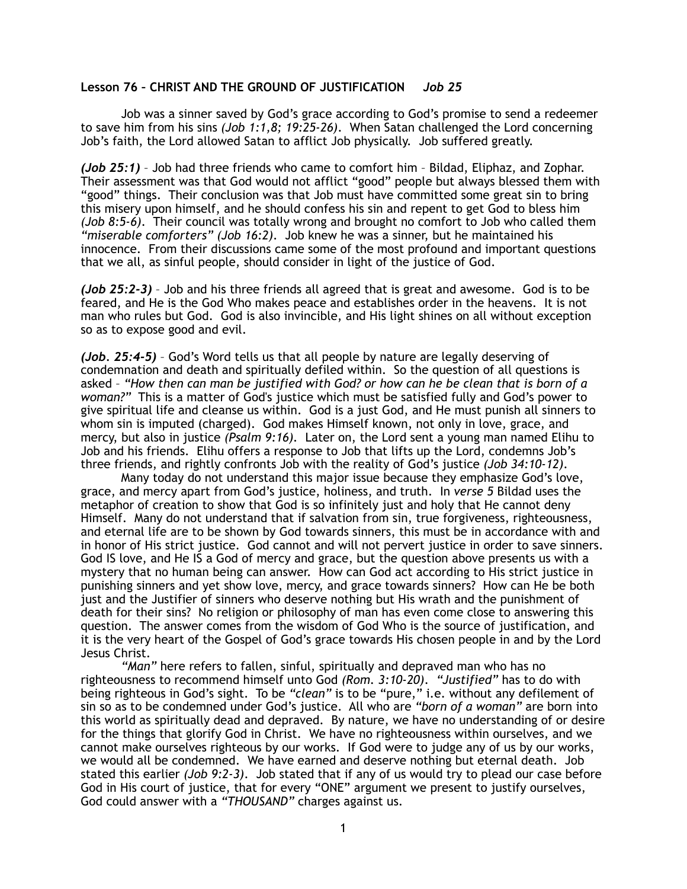**Lesson 76 – CHRIST AND THE GROUND OF JUSTIFICATION** ***Job 25***

Job was a sinner saved by God's grace according to God's promise to send a redeemer to save him from his sins *(Job 1:1,8; 19:25-26)*. When Satan challenged the Lord concerning Job's faith, the Lord allowed Satan to afflict Job physically. Job suffered greatly.

***(Job 25:1)*** – Job had three friends who came to comfort him – Bildad, Eliphaz, and Zophar. Their assessment was that God would not afflict "good" people but always blessed them with "good" things. Their conclusion was that Job must have committed some great sin to bring this misery upon himself, and he should confess his sin and repent to get God to bless him *(Job 8:5-6)*. Their council was totally wrong and brought no comfort to Job who called them *"miserable comforters" (Job 16:2)*. Job knew he was a sinner, but he maintained his innocence. From their discussions came some of the most profound and important questions that we all, as sinful people, should consider in light of the justice of God.

***(Job 25:2-3)*** – Job and his three friends all agreed that is great and awesome. God is to be feared, and He is the God Who makes peace and establishes order in the heavens. It is not man who rules but God. God is also invincible, and His light shines on all without exception so as to expose good and evil.

***(Job. 25:4-5)*** – God's Word tells us that all people by nature are legally deserving of condemnation and death and spiritually defiled within. So the question of all questions is asked – *"How then can man be justified with God? or how can he be clean that is born of a woman?"* This is a matter of God's justice which must be satisfied fully and God's power to give spiritual life and cleanse us within. God is a just God, and He must punish all sinners to whom sin is imputed (charged). God makes Himself known, not only in love, grace, and mercy, but also in justice *(Psalm 9:16)*. Later on, the Lord sent a young man named Elihu to Job and his friends. Elihu offers a response to Job that lifts up the Lord, condemns Job's three friends, and rightly confronts Job with the reality of God's justice *(Job 34:10-12)*.

Many today do not understand this major issue because they emphasize God's love, grace, and mercy apart from God's justice, holiness, and truth. In *verse 5* Bildad uses the metaphor of creation to show that God is so infinitely just and holy that He cannot deny Himself. Many do not understand that if salvation from sin, true forgiveness, righteousness, and eternal life are to be shown by God towards sinners, this must be in accordance with and in honor of His strict justice. God cannot and will not pervert justice in order to save sinners. God IS love, and He IS a God of mercy and grace, but the question above presents us with a mystery that no human being can answer. How can God act according to His strict justice in punishing sinners and yet show love, mercy, and grace towards sinners? How can He be both just and the Justifier of sinners who deserve nothing but His wrath and the punishment of death for their sins? No religion or philosophy of man has even come close to answering this question. The answer comes from the wisdom of God Who is the source of justification, and it is the very heart of the Gospel of God's grace towards His chosen people in and by the Lord Jesus Christ.

*"Man"* here refers to fallen, sinful, spiritually and depraved man who has no righteousness to recommend himself unto God *(Rom. 3:10-20)*. *"Justified"* has to do with being righteous in God's sight. To be *"clean"* is to be "pure," i.e. without any defilement of sin so as to be condemned under God's justice. All who are *"born of a woman"* are born into this world as spiritually dead and depraved. By nature, we have no understanding of or desire for the things that glorify God in Christ. We have no righteousness within ourselves, and we cannot make ourselves righteous by our works. If God were to judge any of us by our works, we would all be condemned. We have earned and deserve nothing but eternal death. Job stated this earlier *(Job 9:2-3)*. Job stated that if any of us would try to plead our case before God in His court of justice, that for every "ONE" argument we present to justify ourselves, God could answer with a *"THOUSAND"* charges against us.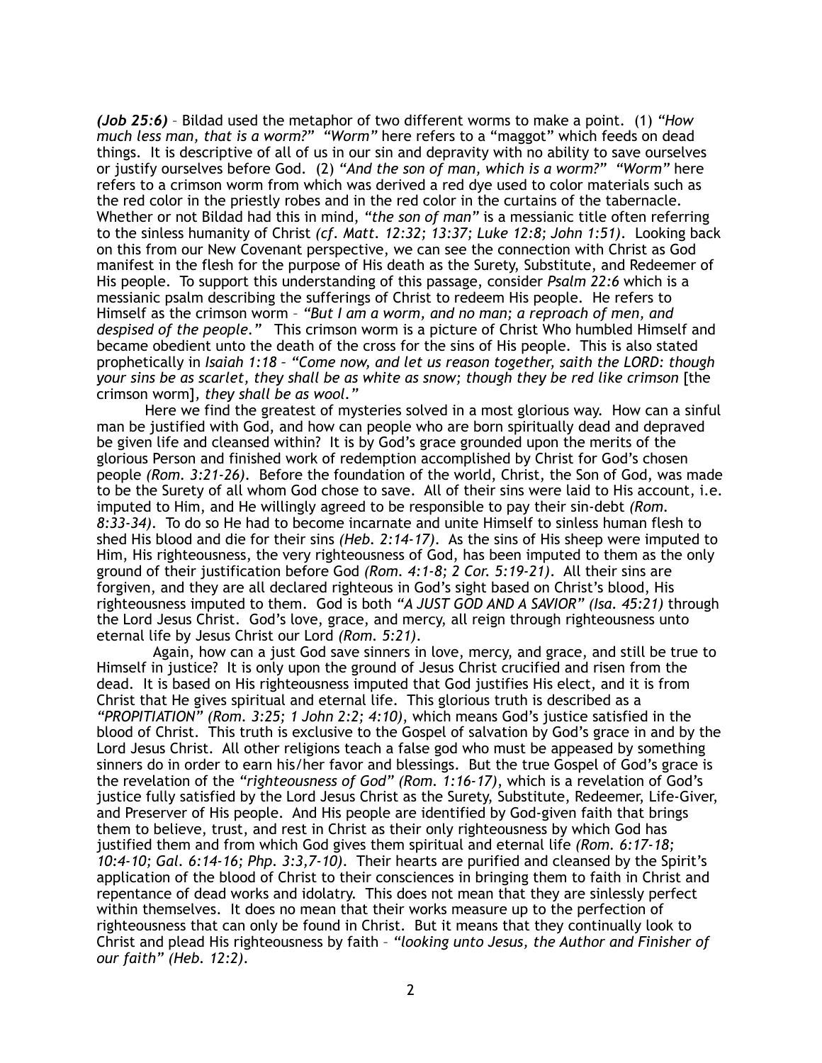*(Job 25:6)* – Bildad used the metaphor of two different worms to make a point. (1) *"How much less man, that is a worm?"* *"Worm"* here refers to a "maggot" which feeds on dead things. It is descriptive of all of us in our sin and depravity with no ability to save ourselves or justify ourselves before God. (2) *"And the son of man, which is a worm?"* *"Worm"* here refers to a crimson worm from which was derived a red dye used to color materials such as the red color in the priestly robes and in the red color in the curtains of the tabernacle. Whether or not Bildad had this in mind, *"the son of man"* is a messianic title often referring to the sinless humanity of Christ *(cf. Matt. 12:32; 13:37; Luke 12:8; John 1:51)*. Looking back on this from our New Covenant perspective, we can see the connection with Christ as God manifest in the flesh for the purpose of His death as the Surety, Substitute, and Redeemer of His people. To support this understanding of this passage, consider *Psalm 22:6* which is a messianic psalm describing the sufferings of Christ to redeem His people. He refers to Himself as the crimson worm – *"But I am a worm, and no man; a reproach of men, and despised of the people."* This crimson worm is a picture of Christ Who humbled Himself and became obedient unto the death of the cross for the sins of His people. This is also stated prophetically in *Isaiah 1:18* – *"Come now, and let us reason together, saith the LORD: though your sins be as scarlet, they shall be as white as snow; though they be red like crimson* [the crimson worm], *they shall be as wool."*

Here we find the greatest of mysteries solved in a most glorious way. How can a sinful man be justified with God, and how can people who are born spiritually dead and depraved be given life and cleansed within? It is by God's grace grounded upon the merits of the glorious Person and finished work of redemption accomplished by Christ for God's chosen people *(Rom. 3:21-26)*. Before the foundation of the world, Christ, the Son of God, was made to be the Surety of all whom God chose to save. All of their sins were laid to His account, i.e. imputed to Him, and He willingly agreed to be responsible to pay their sin-debt *(Rom. 8:33-34)*. To do so He had to become incarnate and unite Himself to sinless human flesh to shed His blood and die for their sins *(Heb. 2:14-17)*. As the sins of His sheep were imputed to Him, His righteousness, the very righteousness of God, has been imputed to them as the only ground of their justification before God *(Rom. 4:1-8; 2 Cor. 5:19-21)*. All their sins are forgiven, and they are all declared righteous in God's sight based on Christ's blood, His righteousness imputed to them. God is both *"A JUST GOD AND A SAVIOR" (Isa. 45:21)* through the Lord Jesus Christ. God's love, grace, and mercy, all reign through righteousness unto eternal life by Jesus Christ our Lord *(Rom. 5:21)*.

Again, how can a just God save sinners in love, mercy, and grace, and still be true to Himself in justice? It is only upon the ground of Jesus Christ crucified and risen from the dead. It is based on His righteousness imputed that God justifies His elect, and it is from Christ that He gives spiritual and eternal life. This glorious truth is described as a *"PROPITIATION" (Rom. 3:25; 1 John 2:2; 4:10)*, which means God's justice satisfied in the blood of Christ. This truth is exclusive to the Gospel of salvation by God's grace in and by the Lord Jesus Christ. All other religions teach a false god who must be appeased by something sinners do in order to earn his/her favor and blessings. But the true Gospel of God's grace is the revelation of the *"righteousness of God" (Rom. 1:16-17)*, which is a revelation of God's justice fully satisfied by the Lord Jesus Christ as the Surety, Substitute, Redeemer, Life-Giver, and Preserver of His people. And His people are identified by God-given faith that brings them to believe, trust, and rest in Christ as their only righteousness by which God has justified them and from which God gives them spiritual and eternal life *(Rom. 6:17-18; 10:4-10; Gal. 6:14-16; Php. 3:3,7-10)*. Their hearts are purified and cleansed by the Spirit's application of the blood of Christ to their consciences in bringing them to faith in Christ and repentance of dead works and idolatry. This does not mean that they are sinlessly perfect within themselves. It does no mean that their works measure up to the perfection of righteousness that can only be found in Christ. But it means that they continually look to Christ and plead His righteousness by faith – *"looking unto Jesus, the Author and Finisher of our faith" (Heb. 12:2)*.